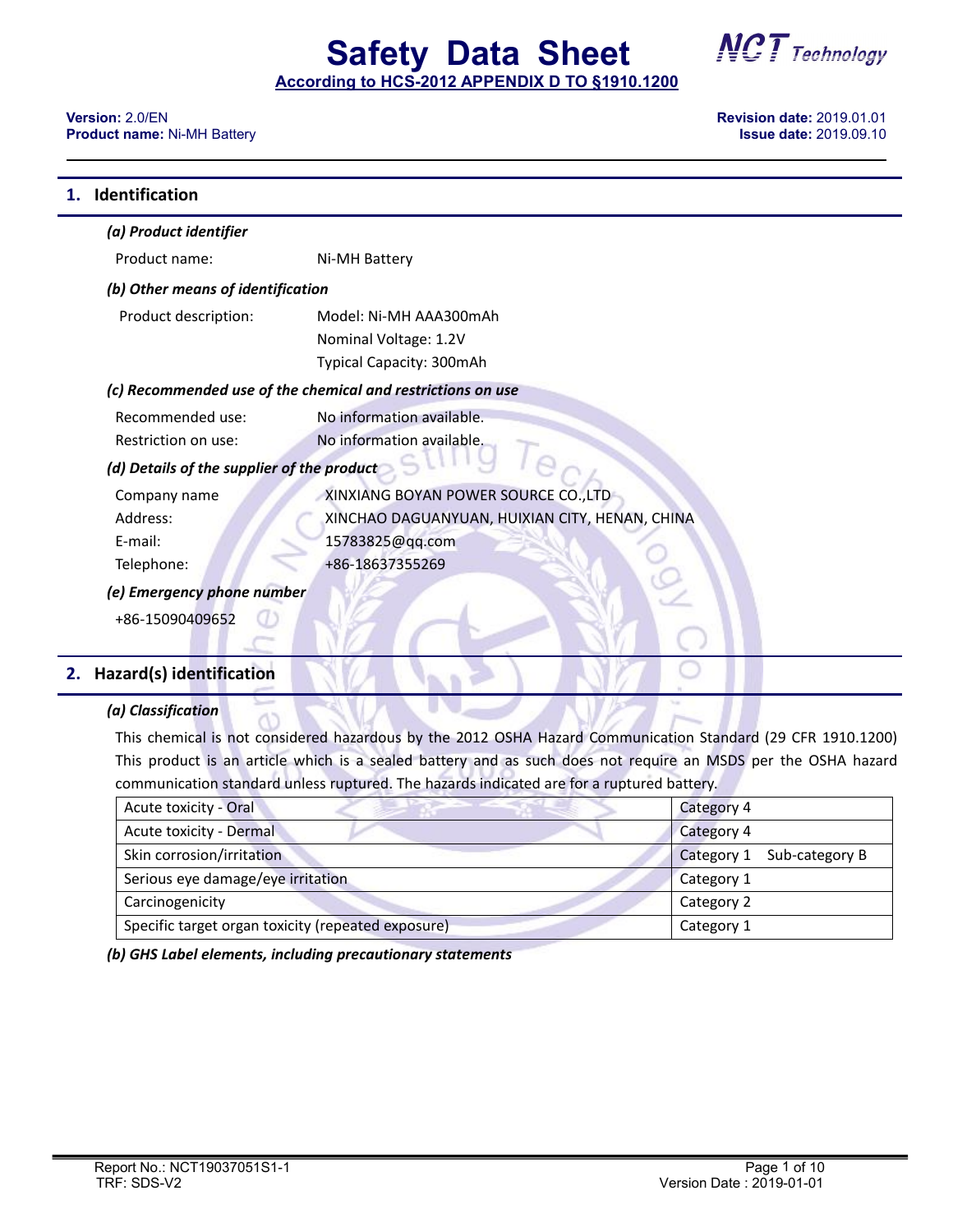# Safety Data Sheet

**According to HCS-2012 APPENDIX D TO §1910.1200**

**Version:** 2.0/EN
**Product name:** Ni-MH Battery

**Revision date:** 2019.01.01
**Issue date:** 2019.09.10

## 1. Identification

### *(a) Product identifier*

Product name: Ni-MH Battery

### *(b) Other means of identification*

Product description: Model: Ni-MH AAA300mAh
Nominal Voltage: 1.2V
Typical Capacity: 300mAh

### *(c) Recommended use of the chemical and restrictions on use*

Recommended use: No information available.
Restriction on use: No information available.

### *(d) Details of the supplier of the product*

Company name: XINXIANG BOYAN POWER SOURCE CO.,LTD
Address: XINCHAO DAGUANYUAN, HUIXIAN CITY, HENAN, CHINA
E-mail: 15783825@qq.com
Telephone: +86-18637355269

### *(e) Emergency phone number*

+86-15090409652

## 2. Hazard(s) identification

### *(a) Classification*

This chemical is not considered hazardous by the 2012 OSHA Hazard Communication Standard (29 CFR 1910.1200) This product is an article which is a sealed battery and as such does not require an MSDS per the OSHA hazard communication standard unless ruptured. The hazards indicated are for a ruptured battery.

| Hazard class | Category |
|---|---|
| Acute toxicity - Oral | Category 4 |
| Acute toxicity - Dermal | Category 4 |
| Skin corrosion/irritation | Category 1 Sub-category B |
| Serious eye damage/eye irritation | Category 1 |
| Carcinogenicity | Category 2 |
| Specific target organ toxicity (repeated exposure) | Category 1 |

### *(b) GHS Label elements, including precautionary statements*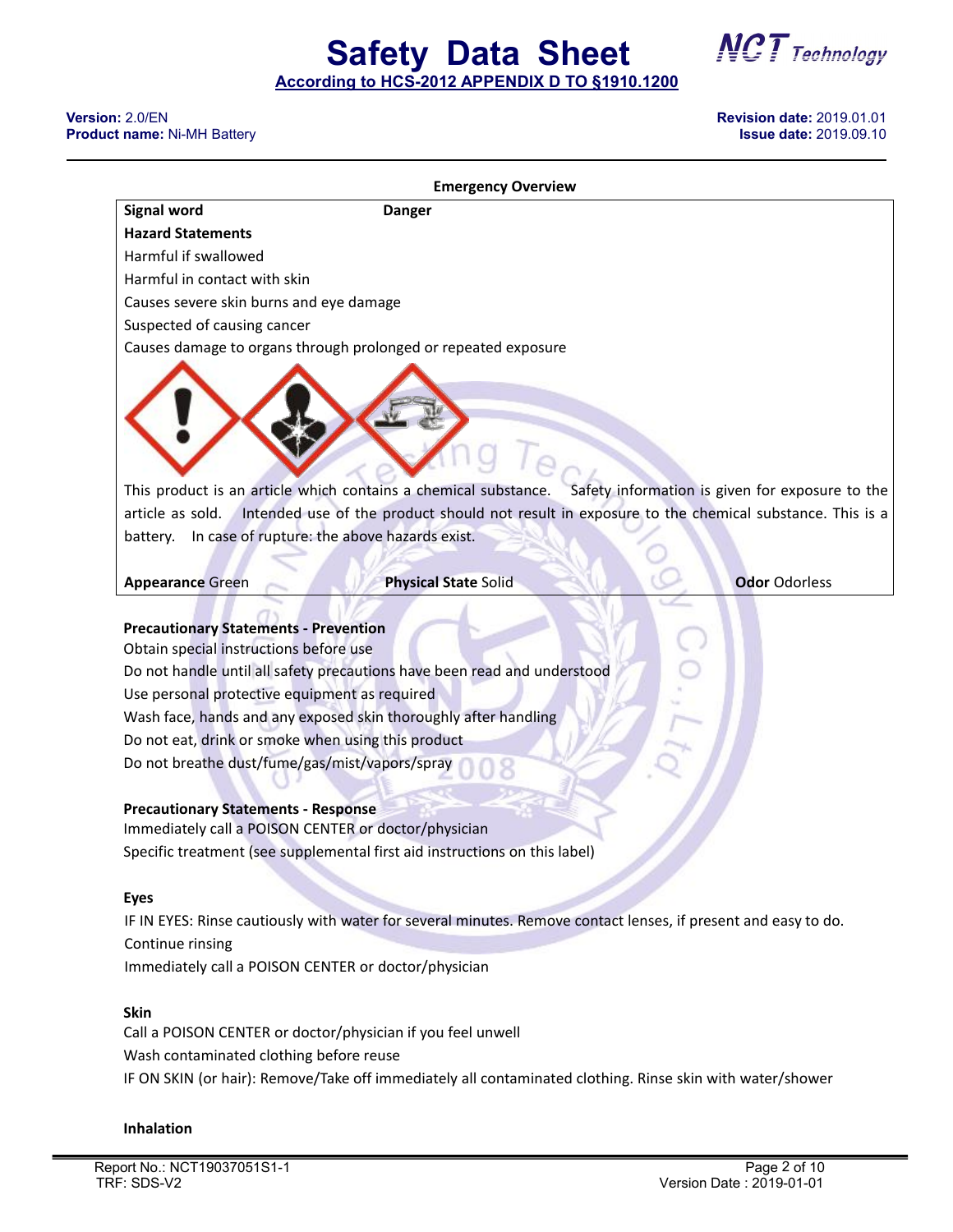**Emergency Overview**

| Signal word | Danger | |
|---|---|---|
| **Hazard Statements** | | |
| Harmful if swallowed | | |
| Harmful in contact with skin | | |
| Causes severe skin burns and eye damage | | |
| Suspected of causing cancer | | |
| Causes damage to organs through prolonged or repeated exposure | | |
| This product is an article which contains a chemical substance. Safety information is given for exposure to the article as sold. Intended use of the product should not result in exposure to the chemical substance. This is a battery. In case of rupture: the above hazards exist. | | |
| **Appearance** Green | **Physical State** Solid | **Odor** Odorless |

**Precautionary Statements - Prevention**

Obtain special instructions before use

Do not handle until all safety precautions have been read and understood

Use personal protective equipment as required

Wash face, hands and any exposed skin thoroughly after handling

Do not eat, drink or smoke when using this product

Do not breathe dust/fume/gas/mist/vapors/spray

**Precautionary Statements - Response**

Immediately call a POISON CENTER or doctor/physician

Specific treatment (see supplemental first aid instructions on this label)

**Eyes**

IF IN EYES: Rinse cautiously with water for several minutes. Remove contact lenses, if present and easy to do. Continue rinsing

Immediately call a POISON CENTER or doctor/physician

**Skin**

Call a POISON CENTER or doctor/physician if you feel unwell

Wash contaminated clothing before reuse

IF ON SKIN (or hair): Remove/Take off immediately all contaminated clothing. Rinse skin with water/shower

**Inhalation**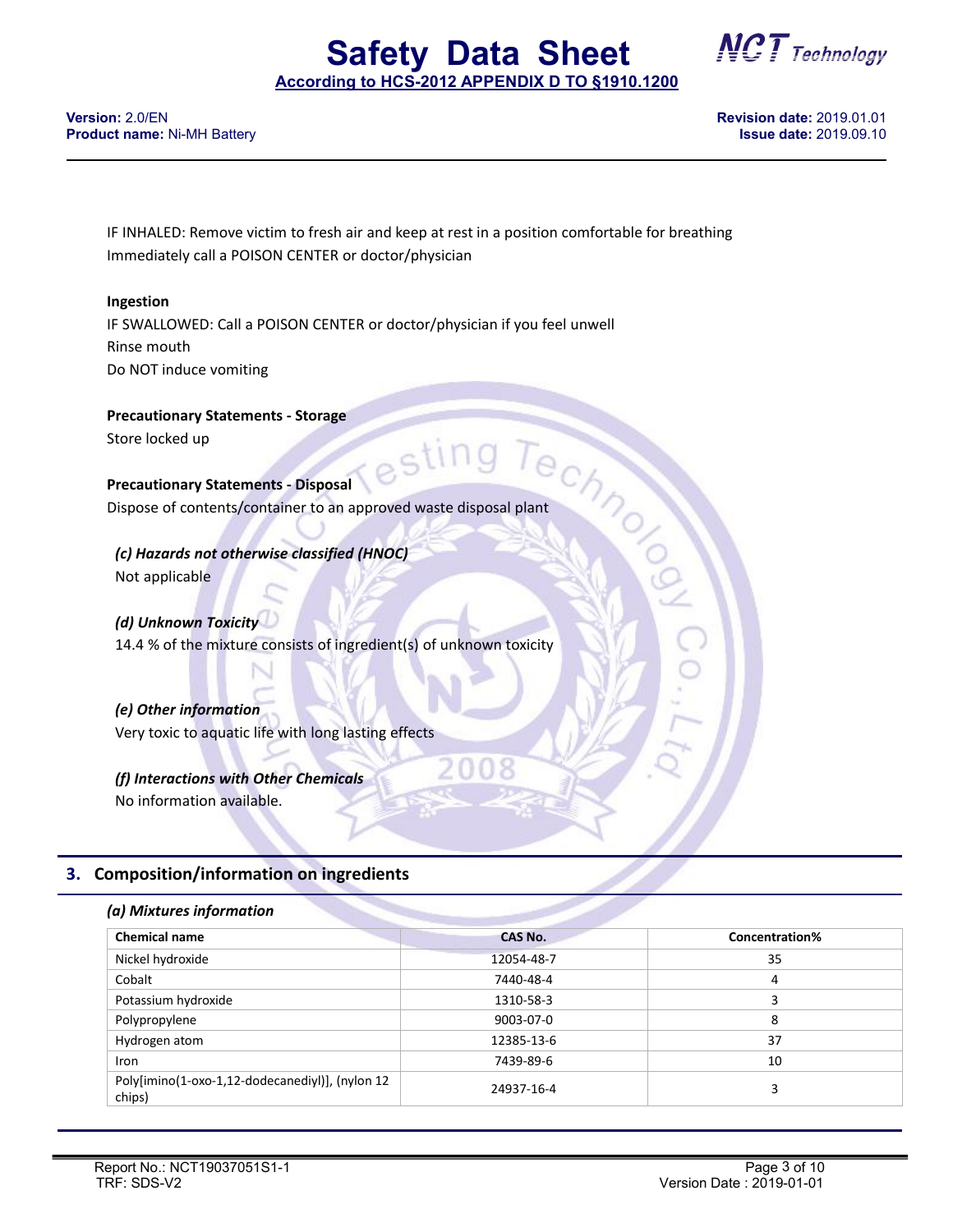IF INHALED: Remove victim to fresh air and keep at rest in a position comfortable for breathing
Immediately call a POISON CENTER or doctor/physician

**Ingestion**

IF SWALLOWED: Call a POISON CENTER or doctor/physician if you feel unwell
Rinse mouth
Do NOT induce vomiting

**Precautionary Statements - Storage**

Store locked up

**Precautionary Statements - Disposal**

Dispose of contents/container to an approved waste disposal plant

***(c) Hazards not otherwise classified (HNOC)***

Not applicable

***(d) Unknown Toxicity***

14.4 % of the mixture consists of ingredient(s) of unknown toxicity

***(e) Other information***

Very toxic to aquatic life with long lasting effects

***(f) Interactions with Other Chemicals***

No information available.

## 3. Composition/information on ingredients

***(a) Mixtures information***

| Chemical name | CAS No. | Concentration% |
|---|---|---|
| Nickel hydroxide | 12054-48-7 | 35 |
| Cobalt | 7440-48-4 | 4 |
| Potassium hydroxide | 1310-58-3 | 3 |
| Polypropylene | 9003-07-0 | 8 |
| Hydrogen atom | 12385-13-6 | 37 |
| Iron | 7439-89-6 | 10 |
| Poly[imino(1-oxo-1,12-dodecanediyl)], (nylon 12 chips) | 24937-16-4 | 3 |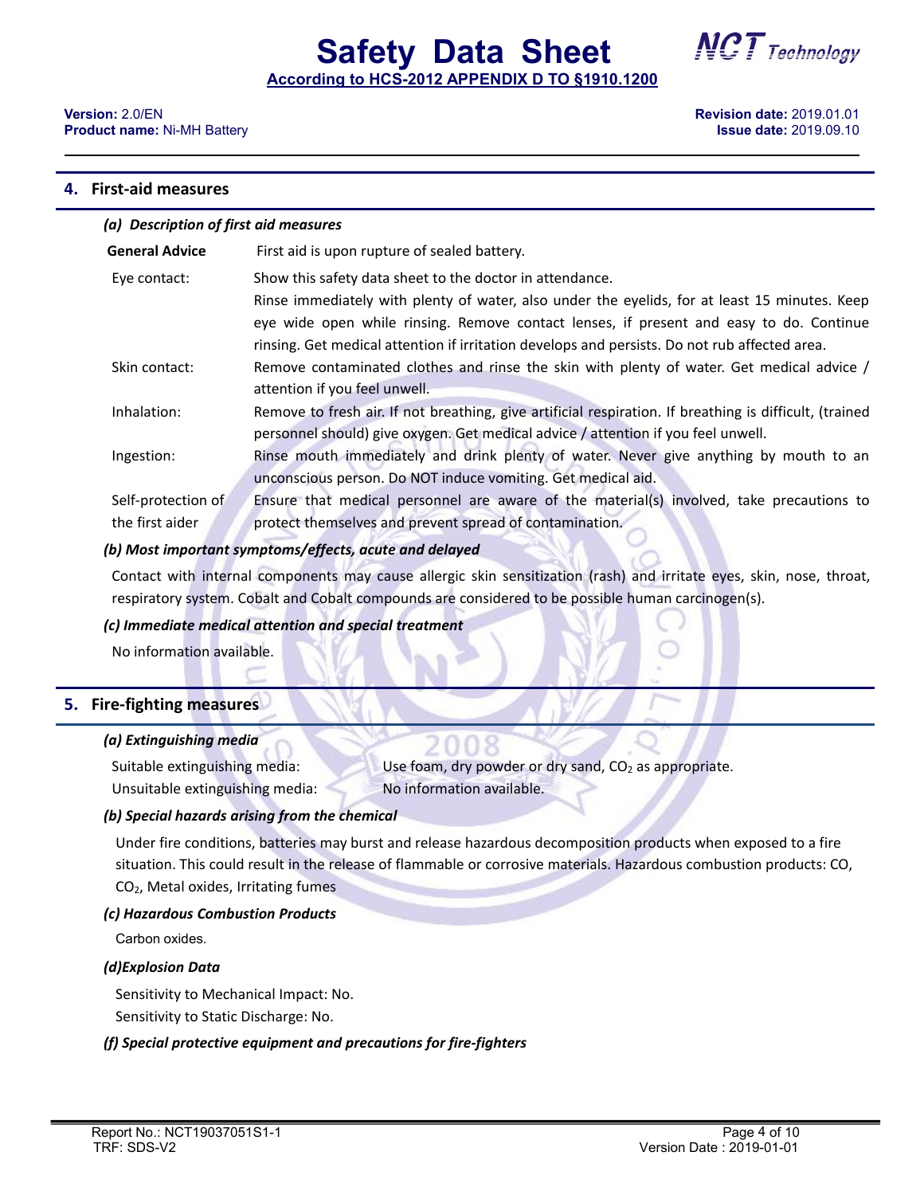## 4. First-aid measures

### *(a) Description of first aid measures*

| | |
|---|---|
| **General Advice** | First aid is upon rupture of sealed battery. |
| Eye contact: | Show this safety data sheet to the doctor in attendance. Rinse immediately with plenty of water, also under the eyelids, for at least 15 minutes. Keep eye wide open while rinsing. Remove contact lenses, if present and easy to do. Continue rinsing. Get medical attention if irritation develops and persists. Do not rub affected area. |
| Skin contact: | Remove contaminated clothes and rinse the skin with plenty of water. Get medical advice / attention if you feel unwell. |
| Inhalation: | Remove to fresh air. If not breathing, give artificial respiration. If breathing is difficult, (trained personnel should) give oxygen. Get medical advice / attention if you feel unwell. |
| Ingestion: | Rinse mouth immediately and drink plenty of water. Never give anything by mouth to an unconscious person. Do NOT induce vomiting. Get medical aid. |
| Self-protection of the first aider | Ensure that medical personnel are aware of the material(s) involved, take precautions to protect themselves and prevent spread of contamination. |

### *(b) Most important symptoms/effects, acute and delayed*

Contact with internal components may cause allergic skin sensitization (rash) and irritate eyes, skin, nose, throat, respiratory system. Cobalt and Cobalt compounds are considered to be possible human carcinogen(s).

### *(c) Immediate medical attention and special treatment*

No information available.

## 5. Fire-fighting measures

### *(a) Extinguishing media*

Suitable extinguishing media: Use foam, dry powder or dry sand, $CO_2$ as appropriate.

Unsuitable extinguishing media: No information available.

### *(b) Special hazards arising from the chemical*

Under fire conditions, batteries may burst and release hazardous decomposition products when exposed to a fire situation. This could result in the release of flammable or corrosive materials. Hazardous combustion products: CO, $CO_2$, Metal oxides, Irritating fumes

### *(c) Hazardous Combustion Products*

Carbon oxides.

### *(d)Explosion Data*

Sensitivity to Mechanical Impact: No.

Sensitivity to Static Discharge: No.

### *(f) Special protective equipment and precautions for fire-fighters*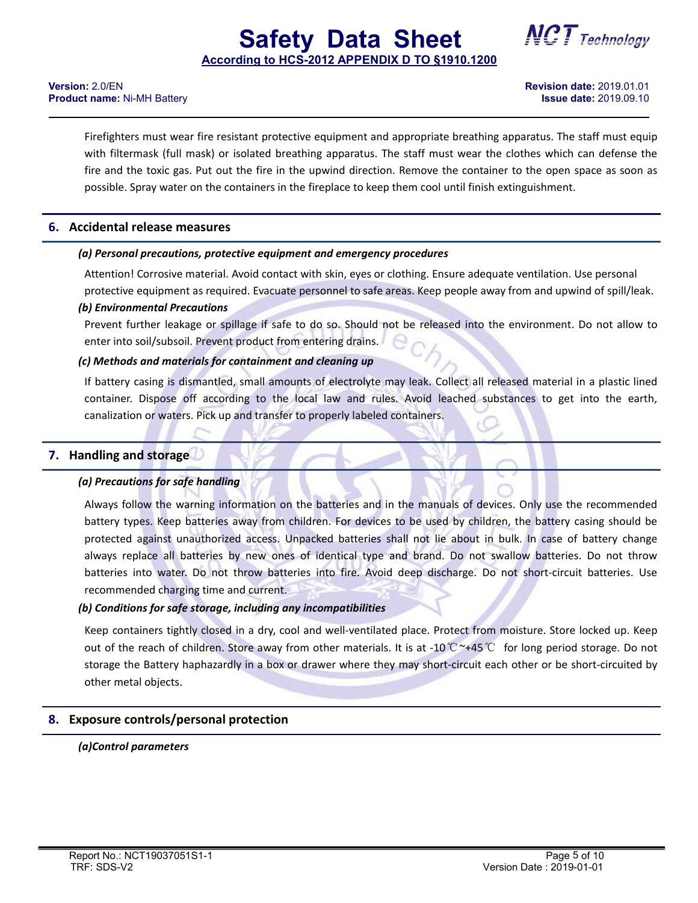Firefighters must wear fire resistant protective equipment and appropriate breathing apparatus. The staff must equip with filtermask (full mask) or isolated breathing apparatus. The staff must wear the clothes which can defense the fire and the toxic gas. Put out the fire in the upwind direction. Remove the container to the open space as soon as possible. Spray water on the containers in the fireplace to keep them cool until finish extinguishment.

## 6. Accidental release measures

***(a) Personal precautions, protective equipment and emergency procedures***

Attention! Corrosive material. Avoid contact with skin, eyes or clothing. Ensure adequate ventilation. Use personal protective equipment as required. Evacuate personnel to safe areas. Keep people away from and upwind of spill/leak.

***(b) Environmental Precautions***

Prevent further leakage or spillage if safe to do so. Should not be released into the environment. Do not allow to enter into soil/subsoil. Prevent product from entering drains.

***(c) Methods and materials for containment and cleaning up***

If battery casing is dismantled, small amounts of electrolyte may leak. Collect all released material in a plastic lined container. Dispose off according to the local law and rules. Avoid leached substances to get into the earth, canalization or waters. Pick up and transfer to properly labeled containers.

## 7. Handling and storage

***(a) Precautions for safe handling***

Always follow the warning information on the batteries and in the manuals of devices. Only use the recommended battery types. Keep batteries away from children. For devices to be used by children, the battery casing should be protected against unauthorized access. Unpacked batteries shall not lie about in bulk. In case of battery change always replace all batteries by new ones of identical type and brand. Do not swallow batteries. Do not throw batteries into water. Do not throw batteries into fire. Avoid deep discharge. Do not short-circuit batteries. Use recommended charging time and current.

***(b) Conditions for safe storage, including any incompatibilities***

Keep containers tightly closed in a dry, cool and well-ventilated place. Protect from moisture. Store locked up. Keep out of the reach of children. Store away from other materials. It is at -10℃~+45℃ for long period storage. Do not storage the Battery haphazardly in a box or drawer where they may short-circuit each other or be short-circuited by other metal objects.

## 8. Exposure controls/personal protection

***(a)Control parameters***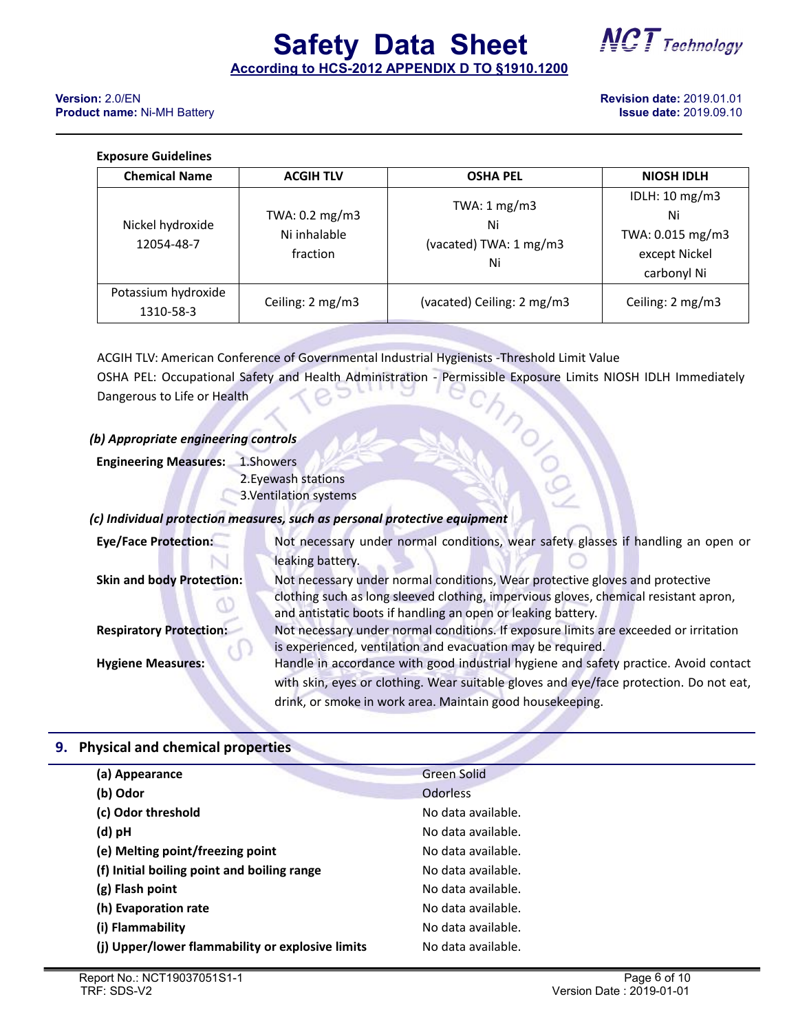**Exposure Guidelines**

| Chemical Name | ACGIH TLV | OSHA PEL | NIOSH IDLH |
|---|---|---|---|
| Nickel hydroxide 12054-48-7 | TWA: 0.2 mg/m3 Ni inhalable fraction | TWA: 1 mg/m3 Ni (vacated) TWA: 1 mg/m3 Ni | IDLH: 10 mg/m3 Ni TWA: 0.015 mg/m3 except Nickel carbonyl Ni |
| Potassium hydroxide 1310-58-3 | Ceiling: 2 mg/m3 | (vacated) Ceiling: 2 mg/m3 | Ceiling: 2 mg/m3 |

ACGIH TLV: American Conference of Governmental Industrial Hygienists -Threshold Limit Value
OSHA PEL: Occupational Safety and Health Administration - Permissible Exposure Limits NIOSH IDLH Immediately Dangerous to Life or Health

***(b) Appropriate engineering controls***

**Engineering Measures:** 1.Showers
2.Eyewash stations
3.Ventilation systems

***(c) Individual protection measures, such as personal protective equipment***

**Eye/Face Protection:** Not necessary under normal conditions, wear safety glasses if handling an open or leaking battery.

**Skin and body Protection:** Not necessary under normal conditions, Wear protective gloves and protective clothing such as long sleeved clothing, impervious gloves, chemical resistant apron, and antistatic boots if handling an open or leaking battery.

**Respiratory Protection:** Not necessary under normal conditions. If exposure limits are exceeded or irritation is experienced, ventilation and evacuation may be required.

**Hygiene Measures:** Handle in accordance with good industrial hygiene and safety practice. Avoid contact with skin, eyes or clothing. Wear suitable gloves and eye/face protection. Do not eat, drink, or smoke in work area. Maintain good housekeeping.

## 9. Physical and chemical properties

| | |
|---|---|
| **(a) Appearance** | Green Solid |
| **(b) Odor** | Odorless |
| **(c) Odor threshold** | No data available. |
| **(d) pH** | No data available. |
| **(e) Melting point/freezing point** | No data available. |
| **(f) Initial boiling point and boiling range** | No data available. |
| **(g) Flash point** | No data available. |
| **(h) Evaporation rate** | No data available. |
| **(i) Flammability** | No data available. |
| **(j) Upper/lower flammability or explosive limits** | No data available. |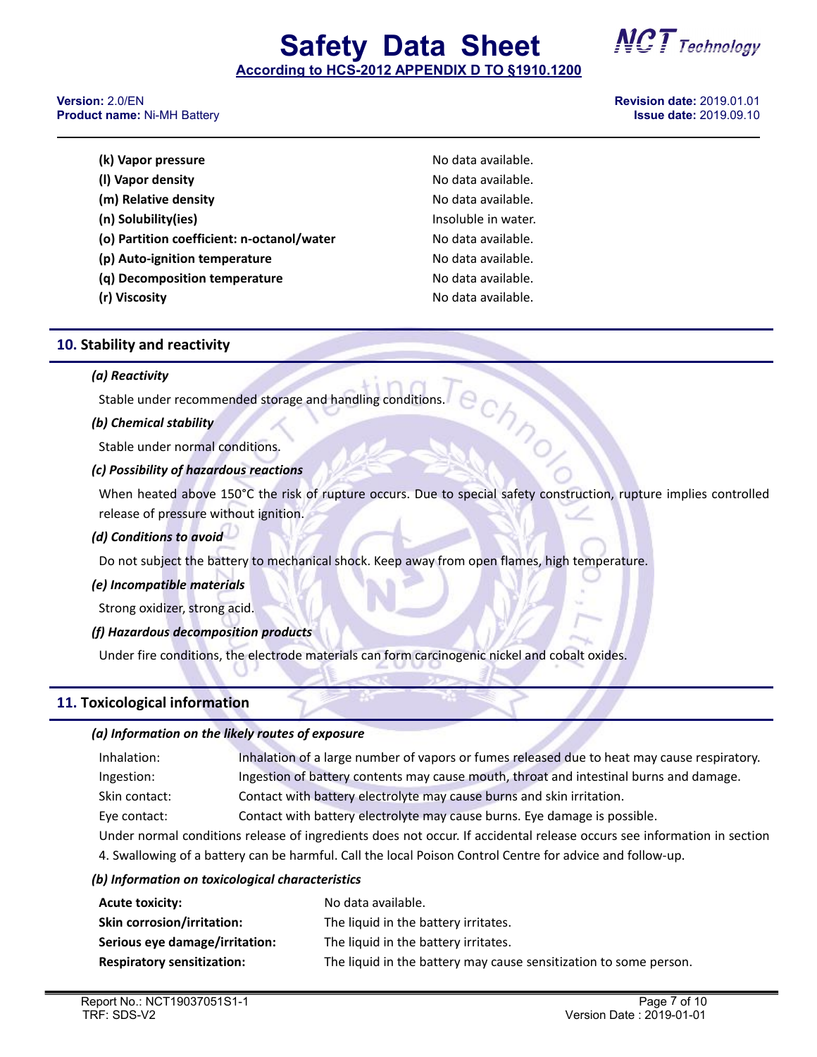| | |
|---|---|
| **(k) Vapor pressure** | No data available. |
| **(l) Vapor density** | No data available. |
| **(m) Relative density** | No data available. |
| **(n) Solubility(ies)** | Insoluble in water. |
| **(o) Partition coefficient: n-octanol/water** | No data available. |
| **(p) Auto-ignition temperature** | No data available. |
| **(q) Decomposition temperature** | No data available. |
| **(r) Viscosity** | No data available. |

## 10. Stability and reactivity

***(a) Reactivity***

Stable under recommended storage and handling conditions.

***(b) Chemical stability***

Stable under normal conditions.

***(c) Possibility of hazardous reactions***

When heated above 150°C the risk of rupture occurs. Due to special safety construction, rupture implies controlled release of pressure without ignition.

***(d) Conditions to avoid***

Do not subject the battery to mechanical shock. Keep away from open flames, high temperature.

***(e) Incompatible materials***

Strong oxidizer, strong acid.

***(f) Hazardous decomposition products***

Under fire conditions, the electrode materials can form carcinogenic nickel and cobalt oxides.

## 11. Toxicological information

***(a) Information on the likely routes of exposure***

| | |
|---|---|
| Inhalation: | Inhalation of a large number of vapors or fumes released due to heat may cause respiratory. |
| Ingestion: | Ingestion of battery contents may cause mouth, throat and intestinal burns and damage. |
| Skin contact: | Contact with battery electrolyte may cause burns and skin irritation. |
| Eye contact: | Contact with battery electrolyte may cause burns. Eye damage is possible. |

Under normal conditions release of ingredients does not occur. If accidental release occurs see information in section 4. Swallowing of a battery can be harmful. Call the local Poison Control Centre for advice and follow-up.

***(b) Information on toxicological characteristics***

| | |
|---|---|
| **Acute toxicity:** | No data available. |
| **Skin corrosion/irritation:** | The liquid in the battery irritates. |
| **Serious eye damage/irritation:** | The liquid in the battery irritates. |
| **Respiratory sensitization:** | The liquid in the battery may cause sensitization to some person. |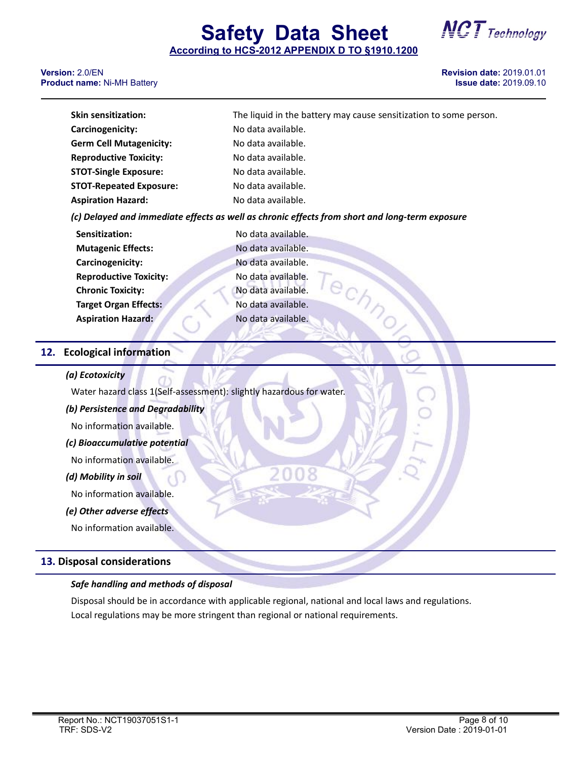| | |
|---|---|
| **Skin sensitization:** | The liquid in the battery may cause sensitization to some person. |
| **Carcinogenicity:** | No data available. |
| **Germ Cell Mutagenicity:** | No data available. |
| **Reproductive Toxicity:** | No data available. |
| **STOT-Single Exposure:** | No data available. |
| **STOT-Repeated Exposure:** | No data available. |
| **Aspiration Hazard:** | No data available. |

***(c) Delayed and immediate effects as well as chronic effects from short and long-term exposure***

| | |
|---|---|
| **Sensitization:** | No data available. |
| **Mutagenic Effects:** | No data available. |
| **Carcinogenicity:** | No data available. |
| **Reproductive Toxicity:** | No data available. |
| **Chronic Toxicity:** | No data available. |
| **Target Organ Effects:** | No data available. |
| **Aspiration Hazard:** | No data available. |

## 12. Ecological information

***(a) Ecotoxicity***

Water hazard class 1(Self-assessment): slightly hazardous for water.

***(b) Persistence and Degradability***

No information available.

***(c) Bioaccumulative potential***

No information available.

***(d) Mobility in soil***

No information available.

***(e) Other adverse effects***

No information available.

## 13. Disposal considerations

***Safe handling and methods of disposal***

Disposal should be in accordance with applicable regional, national and local laws and regulations.
Local regulations may be more stringent than regional or national requirements.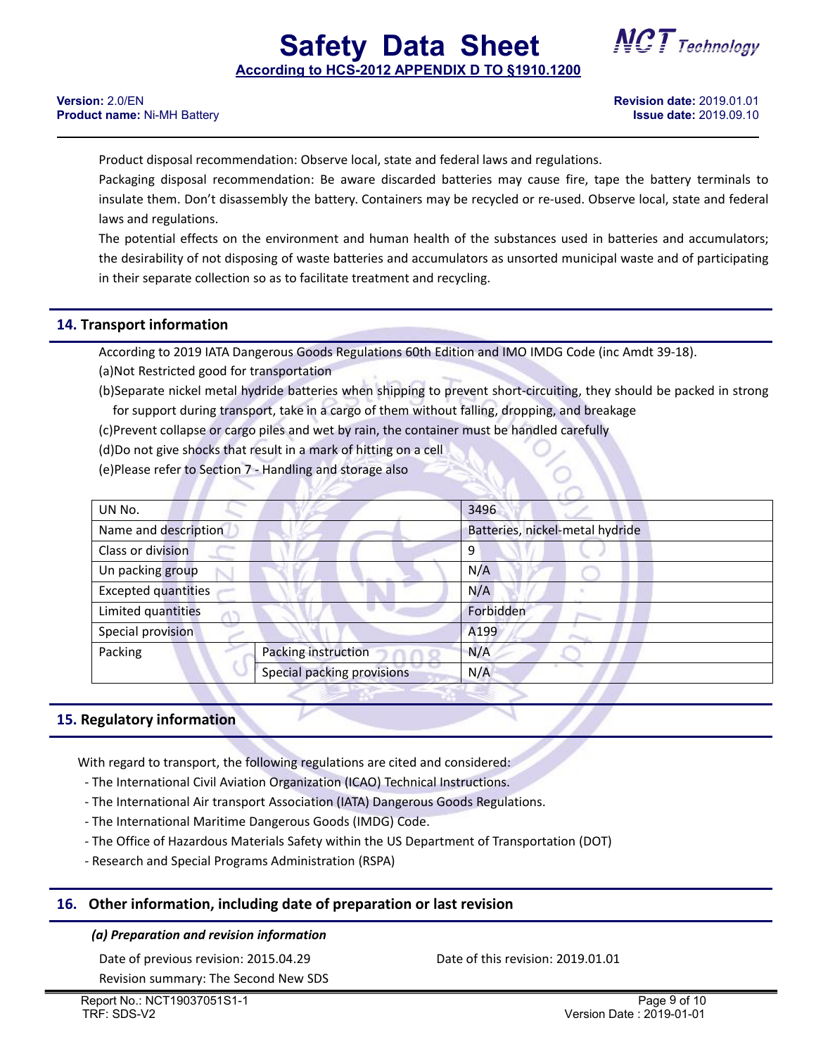Product disposal recommendation: Observe local, state and federal laws and regulations.

Packaging disposal recommendation: Be aware discarded batteries may cause fire, tape the battery terminals to insulate them. Don't disassembly the battery. Containers may be recycled or re-used. Observe local, state and federal laws and regulations.

The potential effects on the environment and human health of the substances used in batteries and accumulators; the desirability of not disposing of waste batteries and accumulators as unsorted municipal waste and of participating in their separate collection so as to facilitate treatment and recycling.

## 14. Transport information

According to 2019 IATA Dangerous Goods Regulations 60th Edition and IMO IMDG Code (inc Amdt 39-18).

(a)Not Restricted good for transportation

(b)Separate nickel metal hydride batteries when shipping to prevent short-circuiting, they should be packed in strong for support during transport, take in a cargo of them without falling, dropping, and breakage

(c)Prevent collapse or cargo piles and wet by rain, the container must be handled carefully

(d)Do not give shocks that result in a mark of hitting on a cell

(e)Please refer to Section 7 - Handling and storage also

| UN No. | | 3496 |
|---|---|---|
| Name and description | | Batteries, nickel-metal hydride |
| Class or division | | 9 |
| Un packing group | | N/A |
| Excepted quantities | | N/A |
| Limited quantities | | Forbidden |
| Special provision | | A199 |
| Packing | Packing instruction | N/A |
| | Special packing provisions | N/A |

## 15. Regulatory information

With regard to transport, the following regulations are cited and considered:

- The International Civil Aviation Organization (ICAO) Technical Instructions.
- The International Air transport Association (IATA) Dangerous Goods Regulations.
- The International Maritime Dangerous Goods (IMDG) Code.
- The Office of Hazardous Materials Safety within the US Department of Transportation (DOT)
- Research and Special Programs Administration (RSPA)

## 16. Other information, including date of preparation or last revision

***(a) Preparation and revision information***

Date of previous revision: 2015.04.29

Date of this revision: 2019.01.01

Revision summary: The Second New SDS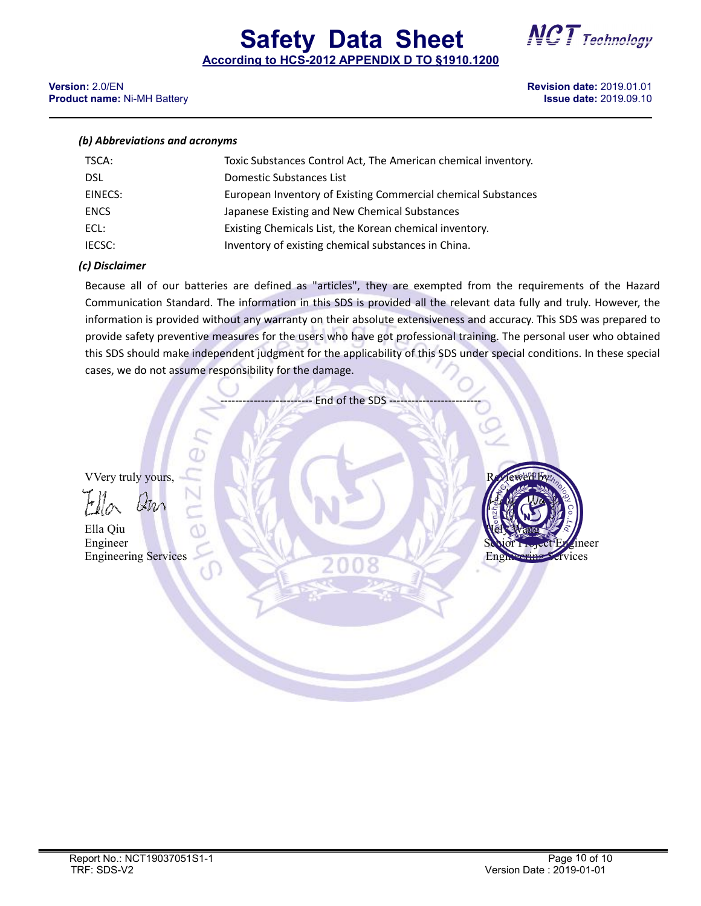*(b) Abbreviations and acronyms*

| | |
|---|---|
| TSCA: | Toxic Substances Control Act, The American chemical inventory. |
| DSL | Domestic Substances List |
| EINECS: | European Inventory of Existing Commercial chemical Substances |
| ENCS | Japanese Existing and New Chemical Substances |
| ECL: | Existing Chemicals List, the Korean chemical inventory. |
| IECSC: | Inventory of existing chemical substances in China. |

*(c) Disclaimer*

Because all of our batteries are defined as "articles", they are exempted from the requirements of the Hazard Communication Standard. The information in this SDS is provided all the relevant data fully and truly. However, the information is provided without any warranty on their absolute extensiveness and accuracy. This SDS was prepared to provide safety preventive measures for the users who have got professional training. The personal user who obtained this SDS should make independent judgment for the applicability of this SDS under special conditions. In these special cases, we do not assume responsibility for the damage.

------------------------ End of the SDS ------------------------

VVery truly yours,

Ella Qiu
Engineer
Engineering Services

Reviewed by:

Holy Wang
Senior Project Engineer
Engineering Services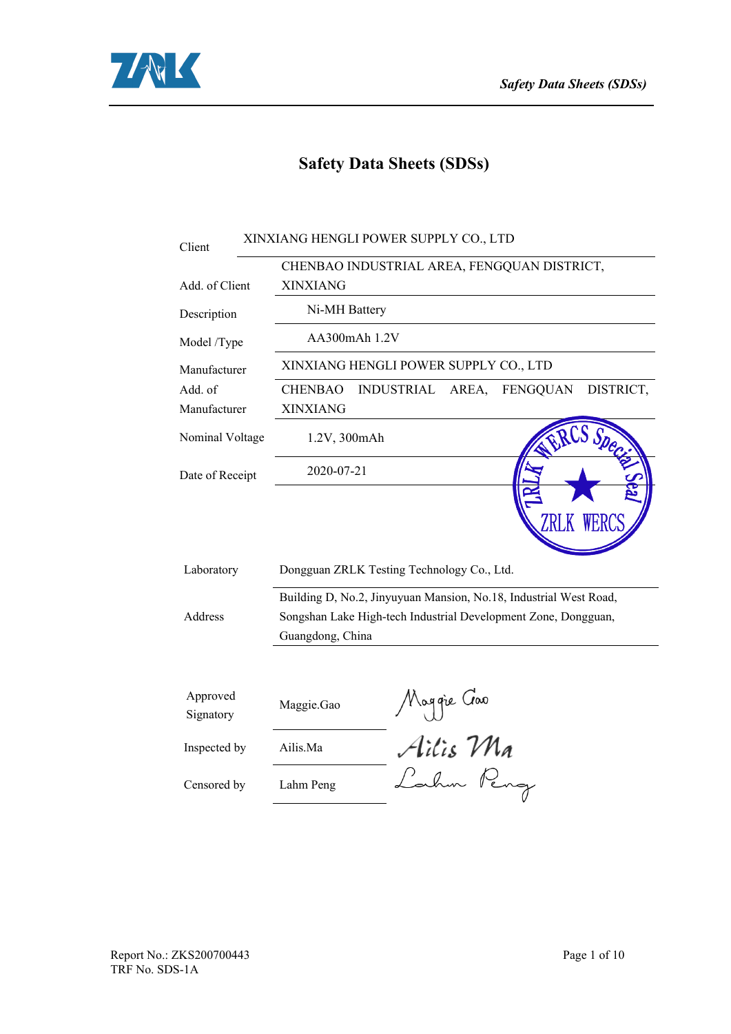# Safety Data Sheets (SDSs)

| | |
|---|---|
| Client | XINXIANG HENGLI POWER SUPPLY CO., LTD |
| Add. of Client | CHENBAO INDUSTRIAL AREA, FENGQUAN DISTRICT, XINXIANG |
| Description | Ni-MH Battery |
| Model /Type | AA300mAh 1.2V |
| Manufacturer | XINXIANG HENGLI POWER SUPPLY CO., LTD |
| Add. of Manufacturer | CHENBAO INDUSTRIAL AREA, FENGQUAN DISTRICT, XINXIANG |
| Nominal Voltage | 1.2V, 300mAh |
| Date of Receipt | 2020-07-21 |

ZRLK WERCS Special Seal
ZRLK WERCS

| | |
|---|---|
| Laboratory | Dongguan ZRLK Testing Technology Co., Ltd. |
| Address | Building D, No.2, Jinyuyuan Mansion, No.18, Industrial West Road, Songshan Lake High-tech Industrial Development Zone, Dongguan, Guangdong, China |

| | | |
|---|---|---|
| Approved Signatory | Maggie.Gao | Maggie Gao |
| Inspected by | Ailis.Ma | Ailis Ma |
| Censored by | Lahm Peng | Lahm Peng |

Report No.: ZKS200700443
TRF No. SDS-1A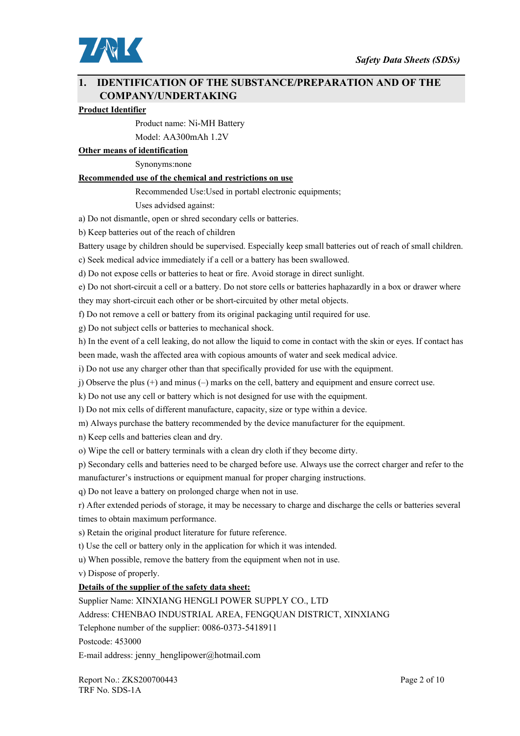## 1. IDENTIFICATION OF THE SUBSTANCE/PREPARATION AND OF THE COMPANY/UNDERTAKING

**Product Identifier**

Product name: Ni-MH Battery

Model: AA300mAh 1.2V

**Other means of identification**

Synonyms:none

**Recommended use of the chemical and restrictions on use**

Recommended Use:Used in portabl electronic equipments;

Uses advidsed against:

a) Do not dismantle, open or shred secondary cells or batteries.

b) Keep batteries out of the reach of children

Battery usage by children should be supervised. Especially keep small batteries out of reach of small children.

c) Seek medical advice immediately if a cell or a battery has been swallowed.

d) Do not expose cells or batteries to heat or fire. Avoid storage in direct sunlight.

e) Do not short-circuit a cell or a battery. Do not store cells or batteries haphazardly in a box or drawer where they may short-circuit each other or be short-circuited by other metal objects.

f) Do not remove a cell or battery from its original packaging until required for use.

g) Do not subject cells or batteries to mechanical shock.

h) In the event of a cell leaking, do not allow the liquid to come in contact with the skin or eyes. If contact has been made, wash the affected area with copious amounts of water and seek medical advice.

i) Do not use any charger other than that specifically provided for use with the equipment.

j) Observe the plus (+) and minus (–) marks on the cell, battery and equipment and ensure correct use.

k) Do not use any cell or battery which is not designed for use with the equipment.

l) Do not mix cells of different manufacture, capacity, size or type within a device.

m) Always purchase the battery recommended by the device manufacturer for the equipment.

n) Keep cells and batteries clean and dry.

o) Wipe the cell or battery terminals with a clean dry cloth if they become dirty.

p) Secondary cells and batteries need to be charged before use. Always use the correct charger and refer to the manufacturer's instructions or equipment manual for proper charging instructions.

q) Do not leave a battery on prolonged charge when not in use.

r) After extended periods of storage, it may be necessary to charge and discharge the cells or batteries several times to obtain maximum performance.

s) Retain the original product literature for future reference.

t) Use the cell or battery only in the application for which it was intended.

u) When possible, remove the battery from the equipment when not in use.

v) Dispose of properly.

**Details of the supplier of the safety data sheet:**

Supplier Name: XINXIANG HENGLI POWER SUPPLY CO., LTD

Address: CHENBAO INDUSTRIAL AREA, FENGQUAN DISTRICT, XINXIANG

Telephone number of the supplier: 0086-0373-5418911

Postcode: 453000

E-mail address: jenny_henglipower@hotmail.com

Report No.: ZKS200700443

TRF No. SDS-1A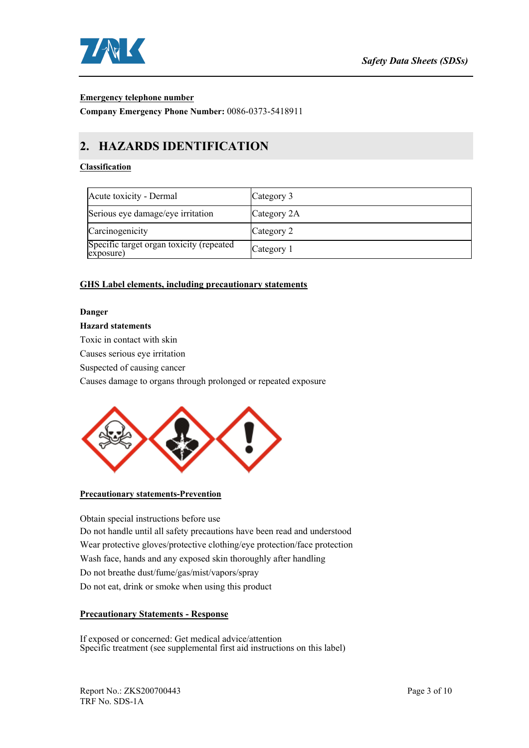**Emergency telephone number**

**Company Emergency Phone Number:** 0086-0373-5418911

## 2. HAZARDS IDENTIFICATION

**Classification**

| Acute toxicity - Dermal | Category 3 |
|---|---|
| Serious eye damage/eye irritation | Category 2A |
| Carcinogenicity | Category 2 |
| Specific target organ toxicity (repeated exposure) | Category 1 |

**GHS Label elements, including precautionary statements**

**Danger**

**Hazard statements**

Toxic in contact with skin

Causes serious eye irritation

Suspected of causing cancer

Causes damage to organs through prolonged or repeated exposure

**Precautionary statements-Prevention**

Obtain special instructions before use

Do not handle until all safety precautions have been read and understood

Wear protective gloves/protective clothing/eye protection/face protection

Wash face, hands and any exposed skin thoroughly after handling

Do not breathe dust/fume/gas/mist/vapors/spray

Do not eat, drink or smoke when using this product

**Precautionary Statements - Response**

If exposed or concerned: Get medical advice/attention

Specific treatment (see supplemental first aid instructions on this label)

Report No.: ZKS200700443

TRF No. SDS-1A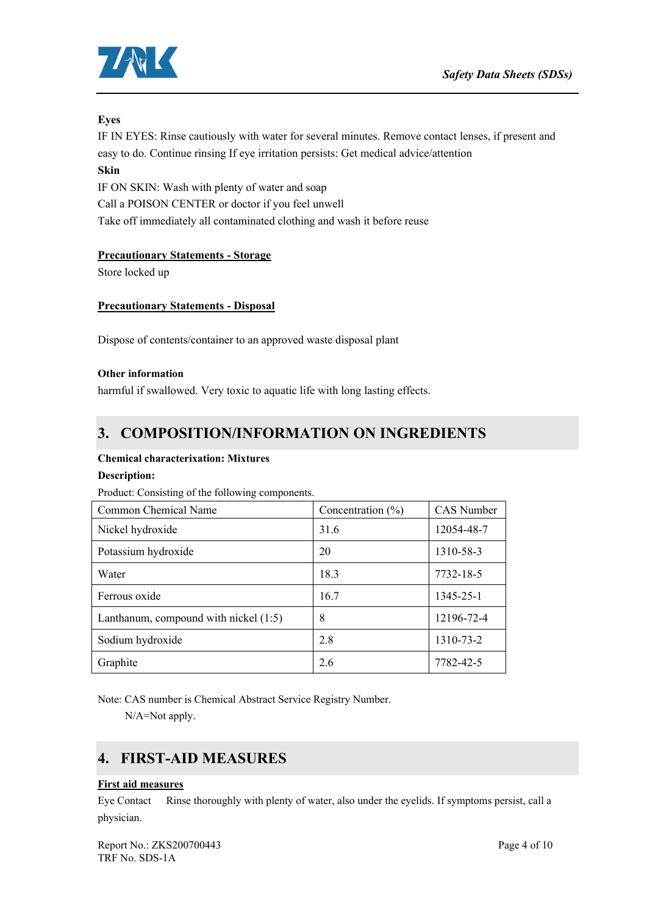**Eyes**

IF IN EYES: Rinse cautiously with water for several minutes. Remove contact lenses, if present and easy to do. Continue rinsing If eye irritation persists: Get medical advice/attention

**Skin**

IF ON SKIN: Wash with plenty of water and soap

Call a POISON CENTER or doctor if you feel unwell

Take off immediately all contaminated clothing and wash it before reuse

**Precautionary Statements - Storage**

Store locked up

**Precautionary Statements - Disposal**

Dispose of contents/container to an approved waste disposal plant

**Other information**

harmful if swallowed. Very toxic to aquatic life with long lasting effects.

## 3. COMPOSITION/INFORMATION ON INGREDIENTS

**Chemical characterixation: Mixtures**

**Description:**

Product: Consisting of the following components.

| Common Chemical Name | Concentration (%) | CAS Number |
|---|---|---|
| Nickel hydroxide | 31.6 | 12054-48-7 |
| Potassium hydroxide | 20 | 1310-58-3 |
| Water | 18.3 | 7732-18-5 |
| Ferrous oxide | 16.7 | 1345-25-1 |
| Lanthanum, compound with nickel (1:5) | 8 | 12196-72-4 |
| Sodium hydroxide | 2.8 | 1310-73-2 |
| Graphite | 2.6 | 7782-42-5 |

Note: CAS number is Chemical Abstract Service Registry Number.

N/A=Not apply.

## 4. FIRST-AID MEASURES

**First aid measures**

Eye Contact Rinse thoroughly with plenty of water, also under the eyelids. If symptoms persist, call a physician.

Report No.: ZKS200700443

TRF No. SDS-1A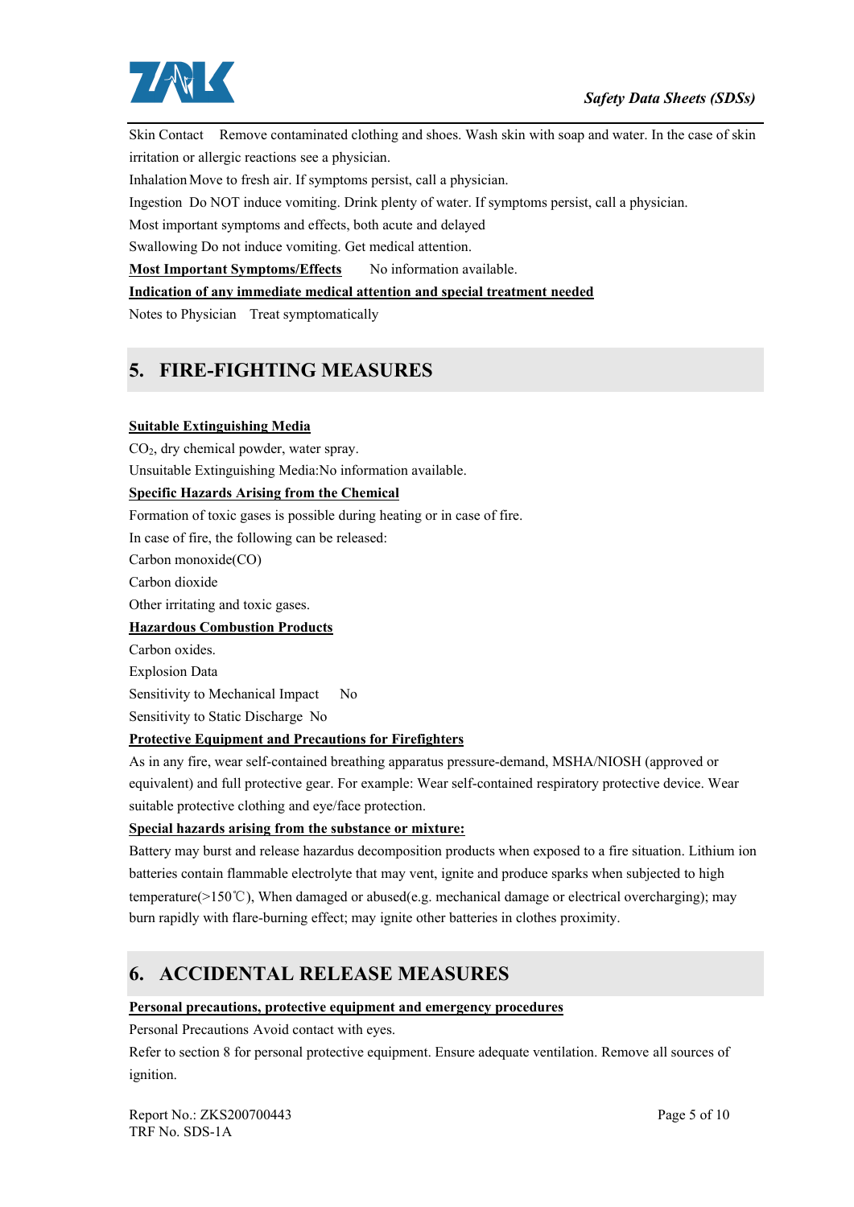Skin Contact Remove contaminated clothing and shoes. Wash skin with soap and water. In the case of skin irritation or allergic reactions see a physician.

Inhalation Move to fresh air. If symptoms persist, call a physician.

Ingestion Do NOT induce vomiting. Drink plenty of water. If symptoms persist, call a physician.

Most important symptoms and effects, both acute and delayed

Swallowing Do not induce vomiting. Get medical attention.

**Most Important Symptoms/Effects** No information available.

**Indication of any immediate medical attention and special treatment needed**

Notes to Physician Treat symptomatically

## 5. FIRE-FIGHTING MEASURES

**Suitable Extinguishing Media**

$CO_2$, dry chemical powder, water spray.

Unsuitable Extinguishing Media:No information available.

**Specific Hazards Arising from the Chemical**

Formation of toxic gases is possible during heating or in case of fire.

In case of fire, the following can be released:

Carbon monoxide(CO)

Carbon dioxide

Other irritating and toxic gases.

**Hazardous Combustion Products**

Carbon oxides.

Explosion Data

Sensitivity to Mechanical Impact No

Sensitivity to Static Discharge No

**Protective Equipment and Precautions for Firefighters**

As in any fire, wear self-contained breathing apparatus pressure-demand, MSHA/NIOSH (approved or equivalent) and full protective gear. For example: Wear self-contained respiratory protective device. Wear suitable protective clothing and eye/face protection.

**Special hazards arising from the substance or mixture:**

Battery may burst and release hazardus decomposition products when exposed to a fire situation. Lithium ion batteries contain flammable electrolyte that may vent, ignite and produce sparks when subjected to high temperature(>150℃), When damaged or abused(e.g. mechanical damage or electrical overcharging); may burn rapidly with flare-burning effect; may ignite other batteries in clothes proximity.

## 6. ACCIDENTAL RELEASE MEASURES

**Personal precautions, protective equipment and emergency procedures**

Personal Precautions Avoid contact with eyes.

Refer to section 8 for personal protective equipment. Ensure adequate ventilation. Remove all sources of ignition.

Report No.: ZKS200700443

TRF No. SDS-1A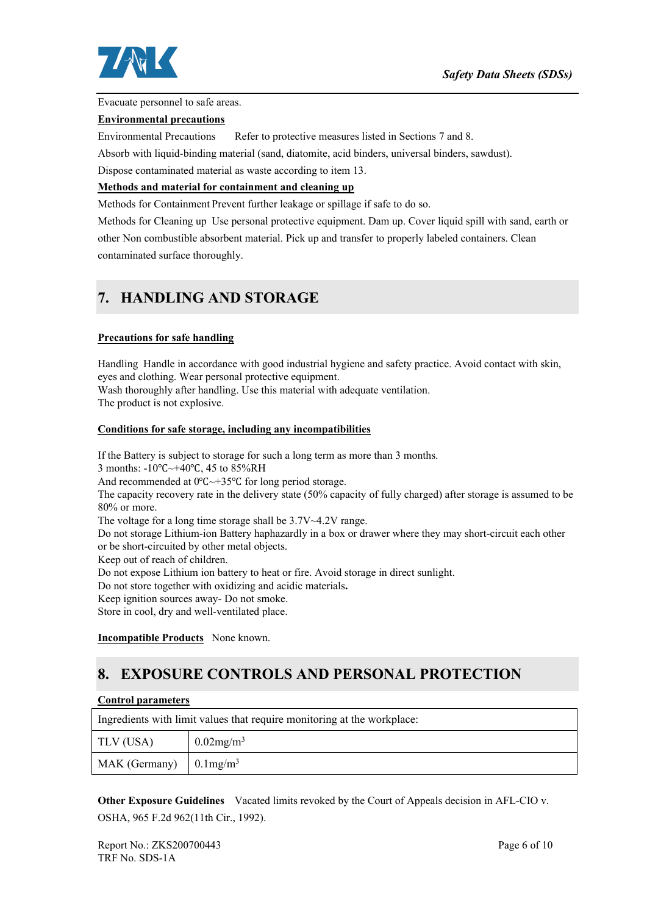Evacuate personnel to safe areas.

**Environmental precautions**

Environmental Precautions Refer to protective measures listed in Sections 7 and 8.

Absorb with liquid-binding material (sand, diatomite, acid binders, universal binders, sawdust).

Dispose contaminated material as waste according to item 13.

**Methods and material for containment and cleaning up**

Methods for Containment Prevent further leakage or spillage if safe to do so.

Methods for Cleaning up Use personal protective equipment. Dam up. Cover liquid spill with sand, earth or other Non combustible absorbent material. Pick up and transfer to properly labeled containers. Clean contaminated surface thoroughly.

## 7. HANDLING AND STORAGE

**Precautions for safe handling**

Handling Handle in accordance with good industrial hygiene and safety practice. Avoid contact with skin, eyes and clothing. Wear personal protective equipment.
Wash thoroughly after handling. Use this material with adequate ventilation.
The product is not explosive.

**Conditions for safe storage, including any incompatibilities**

If the Battery is subject to storage for such a long term as more than 3 months.
3 months: -10℃~+40℃, 45 to 85%RH
And recommended at 0℃~+35℃ for long period storage.
The capacity recovery rate in the delivery state (50% capacity of fully charged) after storage is assumed to be 80% or more.
The voltage for a long time storage shall be 3.7V~4.2V range.
Do not storage Lithium-ion Battery haphazardly in a box or drawer where they may short-circuit each other or be short-circuited by other metal objects.
Keep out of reach of children.
Do not expose Lithium ion battery to heat or fire. Avoid storage in direct sunlight.
Do not store together with oxidizing and acidic materials**.**
Keep ignition sources away- Do not smoke.
Store in cool, dry and well-ventilated place.

**Incompatible Products** None known.

## 8. EXPOSURE CONTROLS AND PERSONAL PROTECTION

**Control parameters**

| Ingredients with limit values that require monitoring at the workplace: | |
|---|---|
| TLV (USA) | 0.02mg/m$^3$ |
| MAK (Germany) | 0.1mg/m$^3$ |

**Other Exposure Guidelines** Vacated limits revoked by the Court of Appeals decision in AFL-CIO v. OSHA, 965 F.2d 962(11th Cir., 1992).

Report No.: ZKS200700443
TRF No. SDS-1A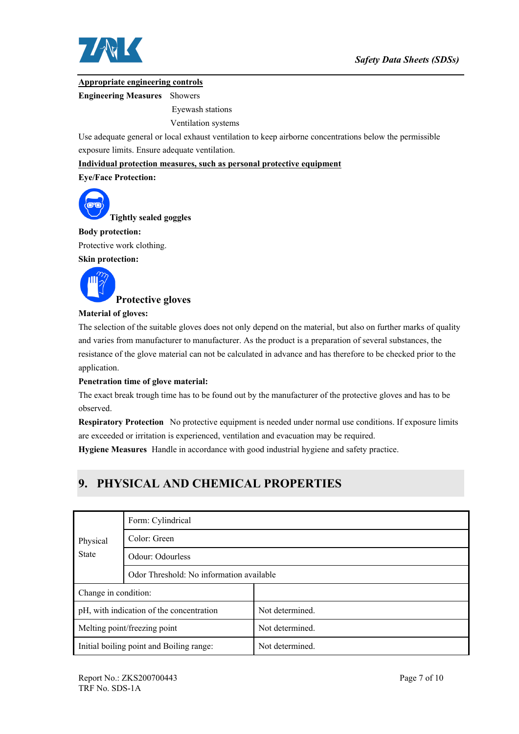**Appropriate engineering controls**

**Engineering Measures** Showers

Eyewash stations

Ventilation systems

Use adequate general or local exhaust ventilation to keep airborne concentrations below the permissible exposure limits. Ensure adequate ventilation.

**Individual protection measures, such as personal protective equipment**

**Eye/Face Protection:**

**Tightly sealed goggles**

**Body protection:**

Protective work clothing.

**Skin protection:**

**Protective gloves**

**Material of gloves:**

The selection of the suitable gloves does not only depend on the material, but also on further marks of quality and varies from manufacturer to manufacturer. As the product is a preparation of several substances, the resistance of the glove material can not be calculated in advance and has therefore to be checked prior to the application.

**Penetration time of glove material:**

The exact break trough time has to be found out by the manufacturer of the protective gloves and has to be observed.

**Respiratory Protection** No protective equipment is needed under normal use conditions. If exposure limits are exceeded or irritation is experienced, ventilation and evacuation may be required.

**Hygiene Measures** Handle in accordance with good industrial hygiene and safety practice.

## 9. PHYSICAL AND CHEMICAL PROPERTIES

| Physical State | Form: Cylindrical |
|---|---|
| | Color: Green |
| | Odour: Odourless |
| | Odor Threshold: No information available |
| Change in condition: | |
| pH, with indication of the concentration | Not determined. |
| Melting point/freezing point | Not determined. |
| Initial boiling point and Boiling range: | Not determined. |

Report No.: ZKS200700443
TRF No. SDS-1A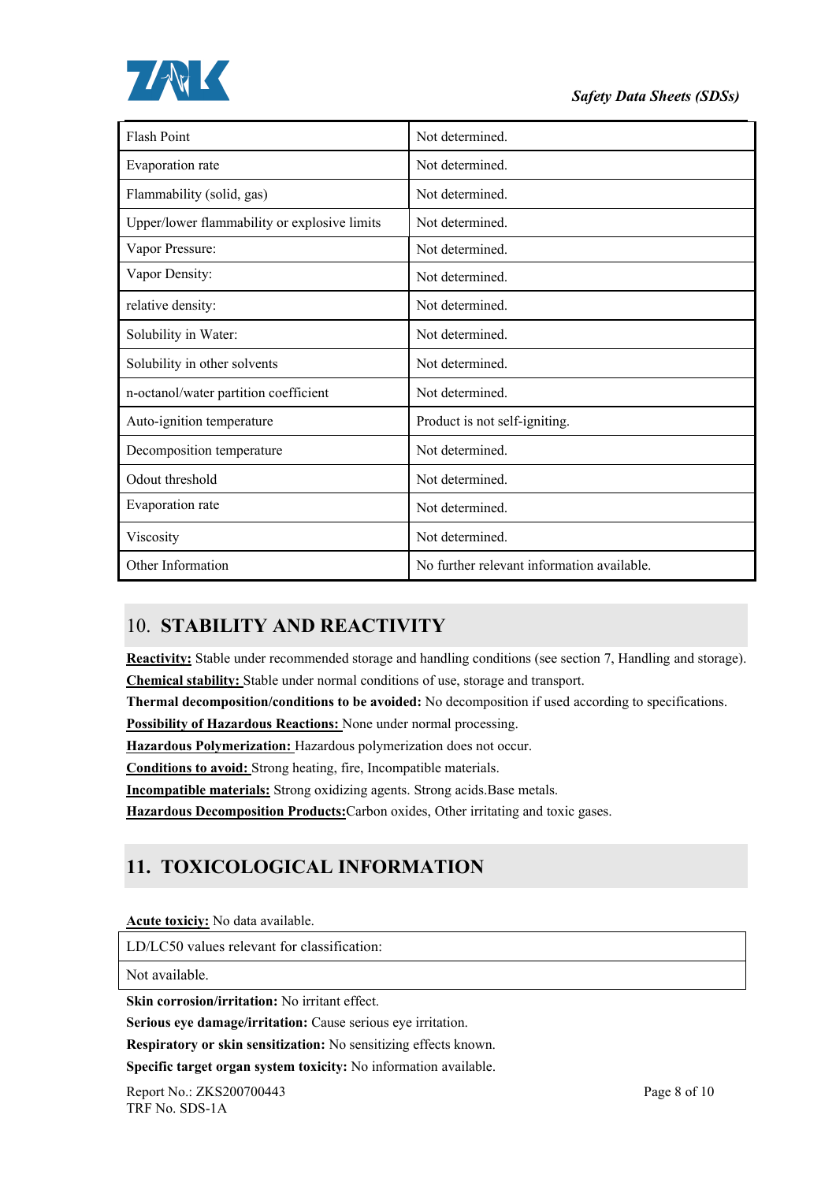| | |
|---|---|
| Flash Point | Not determined. |
| Evaporation rate | Not determined. |
| Flammability (solid, gas) | Not determined. |
| Upper/lower flammability or explosive limits | Not determined. |
| Vapor Pressure: | Not determined. |
| Vapor Density: | Not determined. |
| relative density: | Not determined. |
| Solubility in Water: | Not determined. |
| Solubility in other solvents | Not determined. |
| n-octanol/water partition coefficient | Not determined. |
| Auto-ignition temperature | Product is not self-igniting. |
| Decomposition temperature | Not determined. |
| Odout threshold | Not determined. |
| Evaporation rate | Not determined. |
| Viscosity | Not determined. |
| Other Information | No further relevant information available. |

## 10. STABILITY AND REACTIVITY

**Reactivity:** Stable under recommended storage and handling conditions (see section 7, Handling and storage).

**Chemical stability:** Stable under normal conditions of use, storage and transport.

**Thermal decomposition/conditions to be avoided:** No decomposition if used according to specifications.

**Possibility of Hazardous Reactions:** None under normal processing.

**Hazardous Polymerization:** Hazardous polymerization does not occur.

**Conditions to avoid:** Strong heating, fire, Incompatible materials.

**Incompatible materials:** Strong oxidizing agents. Strong acids.Base metals.

**Hazardous Decomposition Products:**Carbon oxides, Other irritating and toxic gases.

## 11. TOXICOLOGICAL INFORMATION

**Acute toxiciy:** No data available.

| LD/LC50 values relevant for classification: |
|---|
| Not available. |

**Skin corrosion/irritation:** No irritant effect.

**Serious eye damage/irritation:** Cause serious eye irritation.

**Respiratory or skin sensitization:** No sensitizing effects known.

**Specific target organ system toxicity:** No information available.

Report No.: ZKS200700443
TRF No. SDS-1A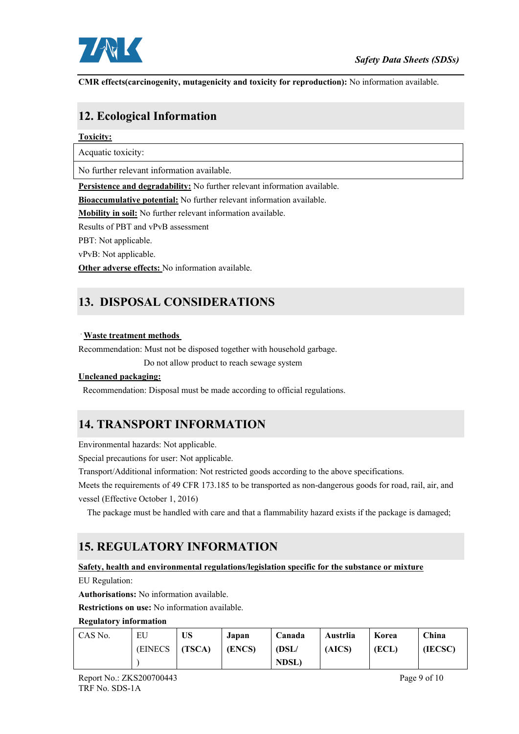**CMR effects(carcinogenity, mutagenicity and toxicity for reproduction):** No information available.

## 12. Ecological Information

**Toxicity:**

| Acquatic toxicity: |
|---|
| No further relevant information available. |

**Persistence and degradability:** No further relevant information available.

**Bioaccumulative potential:** No further relevant information available.

**Mobility in soil:** No further relevant information available.

Results of PBT and vPvB assessment

PBT: Not applicable.

vPvB: Not applicable.

**Other adverse effects:** No information available.

## 13. DISPOSAL CONSIDERATIONS

· **Waste treatment methods**

Recommendation: Must not be disposed together with household garbage.

Do not allow product to reach sewage system

**Uncleaned packaging:**

Recommendation: Disposal must be made according to official regulations.

## 14. TRANSPORT INFORMATION

Environmental hazards: Not applicable.

Special precautions for user: Not applicable.

Transport/Additional information: Not restricted goods according to the above specifications.

Meets the requirements of 49 CFR 173.185 to be transported as non-dangerous goods for road, rail, air, and vessel (Effective October 1, 2016)

The package must be handled with care and that a flammability hazard exists if the package is damaged;

## 15. REGULATORY INFORMATION

**Safety, health and environmental regulations/legislation specific for the substance or mixture**

EU Regulation:

**Authorisations:** No information available.

**Restrictions on use:** No information available.

**Regulatory information**

| CAS No. | EU (EINECS) | **US (TSCA)** | **Japan (ENCS)** | **Canada (DSL/ NDSL)** | **Austrlia (AICS)** | **Korea (ECL)** | **China (IECSC)** |
|---|---|---|---|---|---|---|---|

Report No.: ZKS200700443

TRF No. SDS-1A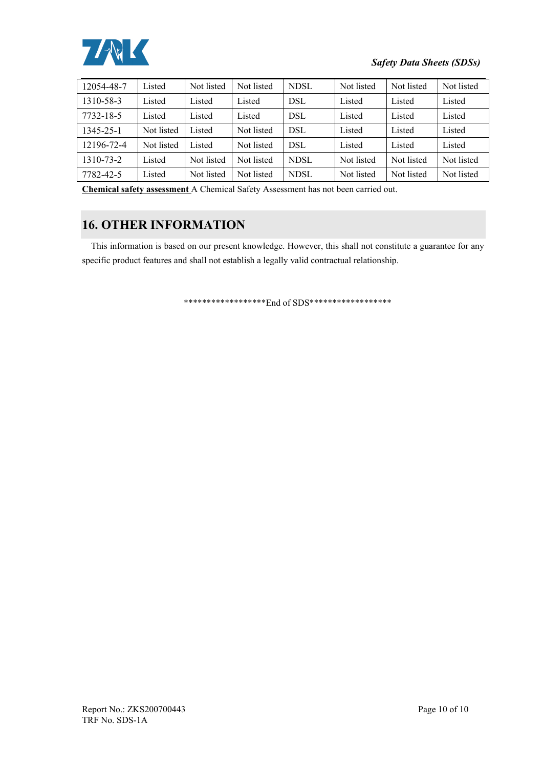| | | | | | | | |
|---|---|---|---|---|---|---|---|
| 12054-48-7 | Listed | Not listed | Not listed | NDSL | Not listed | Not listed | Not listed |
| 1310-58-3 | Listed | Listed | Listed | DSL | Listed | Listed | Listed |
| 7732-18-5 | Listed | Listed | Listed | DSL | Listed | Listed | Listed |
| 1345-25-1 | Not listed | Listed | Not listed | DSL | Listed | Listed | Listed |
| 12196-72-4 | Not listed | Listed | Not listed | DSL | Listed | Listed | Listed |
| 1310-73-2 | Listed | Not listed | Not listed | NDSL | Not listed | Not listed | Not listed |
| 7782-42-5 | Listed | Not listed | Not listed | NDSL | Not listed | Not listed | Not listed |

**Chemical safety assessment** A Chemical Safety Assessment has not been carried out.

## 16. OTHER INFORMATION

This information is based on our present knowledge. However, this shall not constitute a guarantee for any specific product features and shall not establish a legally valid contractual relationship.

******************End of SDS******************

Report No.: ZKS200700443
TRF No. SDS-1A